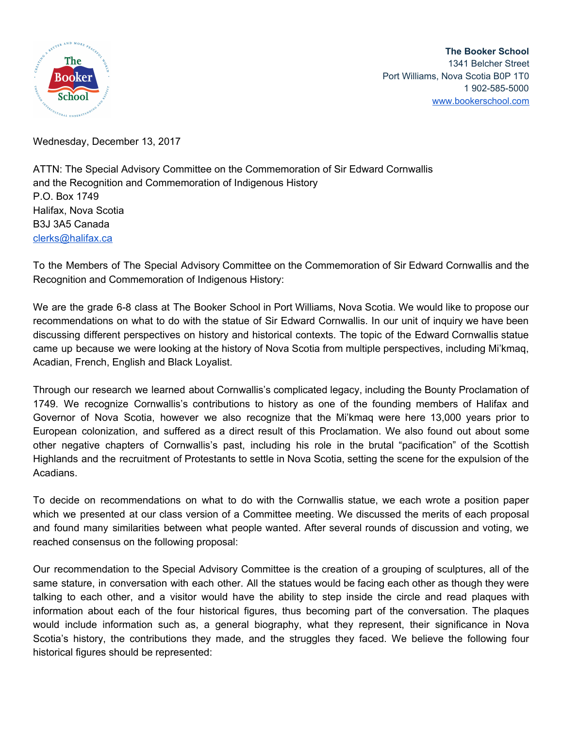**The Booker School**
1341 Belcher Street
Port Williams, Nova Scotia B0P 1T0
1 902-585-5000
www.bookerschool.com

Wednesday, December 13, 2017

ATTN: The Special Advisory Committee on the Commemoration of Sir Edward Cornwallis
and the Recognition and Commemoration of Indigenous History
P.O. Box 1749
Halifax, Nova Scotia
B3J 3A5 Canada
clerks@halifax.ca

To the Members of The Special Advisory Committee on the Commemoration of Sir Edward Cornwallis and the Recognition and Commemoration of Indigenous History:

We are the grade 6-8 class at The Booker School in Port Williams, Nova Scotia. We would like to propose our recommendations on what to do with the statue of Sir Edward Cornwallis. In our unit of inquiry we have been discussing different perspectives on history and historical contexts. The topic of the Edward Cornwallis statue came up because we were looking at the history of Nova Scotia from multiple perspectives, including Mi'kmaq, Acadian, French, English and Black Loyalist.

Through our research we learned about Cornwallis's complicated legacy, including the Bounty Proclamation of 1749. We recognize Cornwallis's contributions to history as one of the founding members of Halifax and Governor of Nova Scotia, however we also recognize that the Mi'kmaq were here 13,000 years prior to European colonization, and suffered as a direct result of this Proclamation. We also found out about some other negative chapters of Cornwallis's past, including his role in the brutal "pacification" of the Scottish Highlands and the recruitment of Protestants to settle in Nova Scotia, setting the scene for the expulsion of the Acadians.

To decide on recommendations on what to do with the Cornwallis statue, we each wrote a position paper which we presented at our class version of a Committee meeting. We discussed the merits of each proposal and found many similarities between what people wanted. After several rounds of discussion and voting, we reached consensus on the following proposal:

Our recommendation to the Special Advisory Committee is the creation of a grouping of sculptures, all of the same stature, in conversation with each other. All the statues would be facing each other as though they were talking to each other, and a visitor would have the ability to step inside the circle and read plaques with information about each of the four historical figures, thus becoming part of the conversation. The plaques would include information such as, a general biography, what they represent, their significance in Nova Scotia's history, the contributions they made, and the struggles they faced. We believe the following four historical figures should be represented: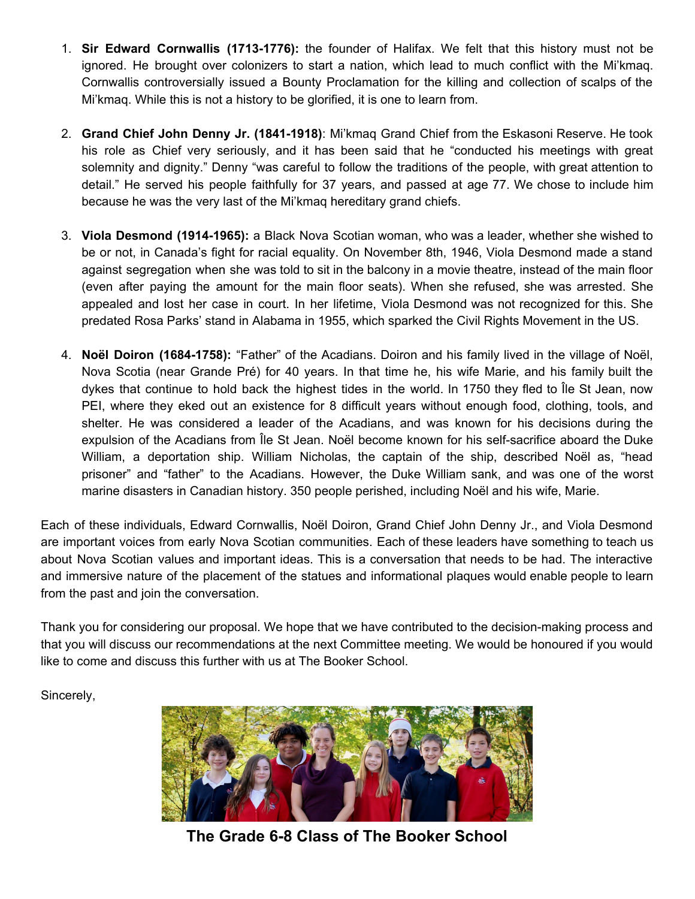1. **Sir Edward Cornwallis (1713-1776):** the founder of Halifax. We felt that this history must not be ignored. He brought over colonizers to start a nation, which lead to much conflict with the Mi'kmaq. Cornwallis controversially issued a Bounty Proclamation for the killing and collection of scalps of the Mi'kmaq. While this is not a history to be glorified, it is one to learn from.

2. **Grand Chief John Denny Jr. (1841-1918)**: Mi'kmaq Grand Chief from the Eskasoni Reserve. He took his role as Chief very seriously, and it has been said that he "conducted his meetings with great solemnity and dignity." Denny "was careful to follow the traditions of the people, with great attention to detail." He served his people faithfully for 37 years, and passed at age 77. We chose to include him because he was the very last of the Mi'kmaq hereditary grand chiefs.

3. **Viola Desmond (1914-1965):** a Black Nova Scotian woman, who was a leader, whether she wished to be or not, in Canada's fight for racial equality. On November 8th, 1946, Viola Desmond made a stand against segregation when she was told to sit in the balcony in a movie theatre, instead of the main floor (even after paying the amount for the main floor seats). When she refused, she was arrested. She appealed and lost her case in court. In her lifetime, Viola Desmond was not recognized for this. She predated Rosa Parks' stand in Alabama in 1955, which sparked the Civil Rights Movement in the US.

4. **Noël Doiron (1684-1758):** "Father" of the Acadians. Doiron and his family lived in the village of Noël, Nova Scotia (near Grande Pré) for 40 years. In that time he, his wife Marie, and his family built the dykes that continue to hold back the highest tides in the world. In 1750 they fled to Île St Jean, now PEI, where they eked out an existence for 8 difficult years without enough food, clothing, tools, and shelter. He was considered a leader of the Acadians, and was known for his decisions during the expulsion of the Acadians from Île St Jean. Noël become known for his self-sacrifice aboard the Duke William, a deportation ship. William Nicholas, the captain of the ship, described Noël as, "head prisoner" and "father" to the Acadians. However, the Duke William sank, and was one of the worst marine disasters in Canadian history. 350 people perished, including Noël and his wife, Marie.

Each of these individuals, Edward Cornwallis, Noël Doiron, Grand Chief John Denny Jr., and Viola Desmond are important voices from early Nova Scotian communities. Each of these leaders have something to teach us about Nova Scotian values and important ideas. This is a conversation that needs to be had. The interactive and immersive nature of the placement of the statues and informational plaques would enable people to learn from the past and join the conversation.

Thank you for considering our proposal. We hope that we have contributed to the decision-making process and that you will discuss our recommendations at the next Committee meeting. We would be honoured if you would like to come and discuss this further with us at The Booker School.

Sincerely,

**The Grade 6-8 Class of The Booker School**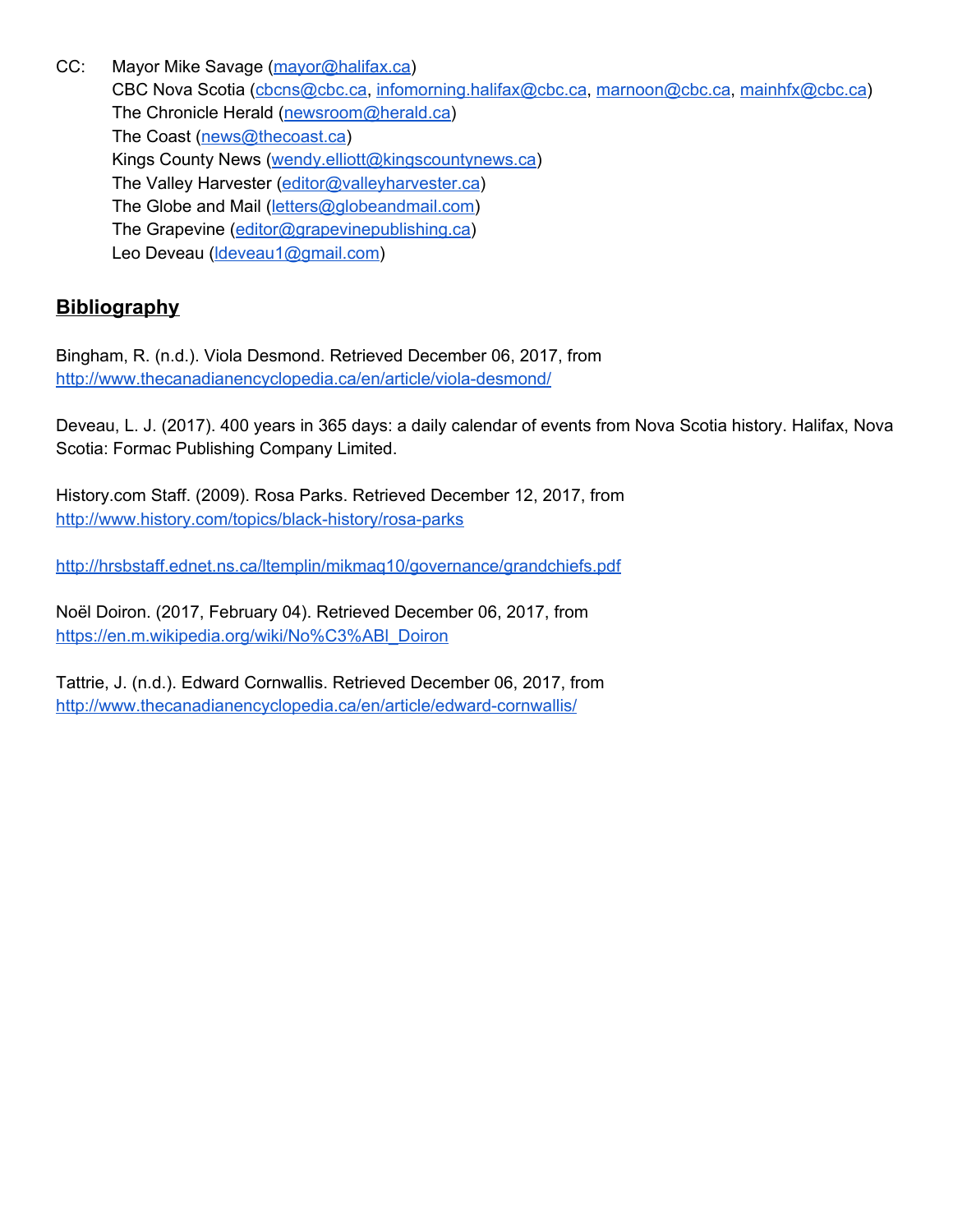CC: Mayor Mike Savage (mayor@halifax.ca)
CBC Nova Scotia (cbcns@cbc.ca, infomorning.halifax@cbc.ca, marnoon@cbc.ca, mainhfx@cbc.ca)
The Chronicle Herald (newsroom@herald.ca)
The Coast (news@thecoast.ca)
Kings County News (wendy.elliott@kingscountynews.ca)
The Valley Harvester (editor@valleyharvester.ca)
The Globe and Mail (letters@globeandmail.com)
The Grapevine (editor@grapevinepublishing.ca)
Leo Deveau (ldeveau1@gmail.com)

## Bibliography

Bingham, R. (n.d.). Viola Desmond. Retrieved December 06, 2017, from http://www.thecanadianencyclopedia.ca/en/article/viola-desmond/

Deveau, L. J. (2017). 400 years in 365 days: a daily calendar of events from Nova Scotia history. Halifax, Nova Scotia: Formac Publishing Company Limited.

History.com Staff. (2009). Rosa Parks. Retrieved December 12, 2017, from http://www.history.com/topics/black-history/rosa-parks

http://hrsbstaff.ednet.ns.ca/ltemplin/mikmaq10/governance/grandchiefs.pdf

Noël Doiron. (2017, February 04). Retrieved December 06, 2017, from https://en.m.wikipedia.org/wiki/No%C3%ABl_Doiron

Tattrie, J. (n.d.). Edward Cornwallis. Retrieved December 06, 2017, from http://www.thecanadianencyclopedia.ca/en/article/edward-cornwallis/